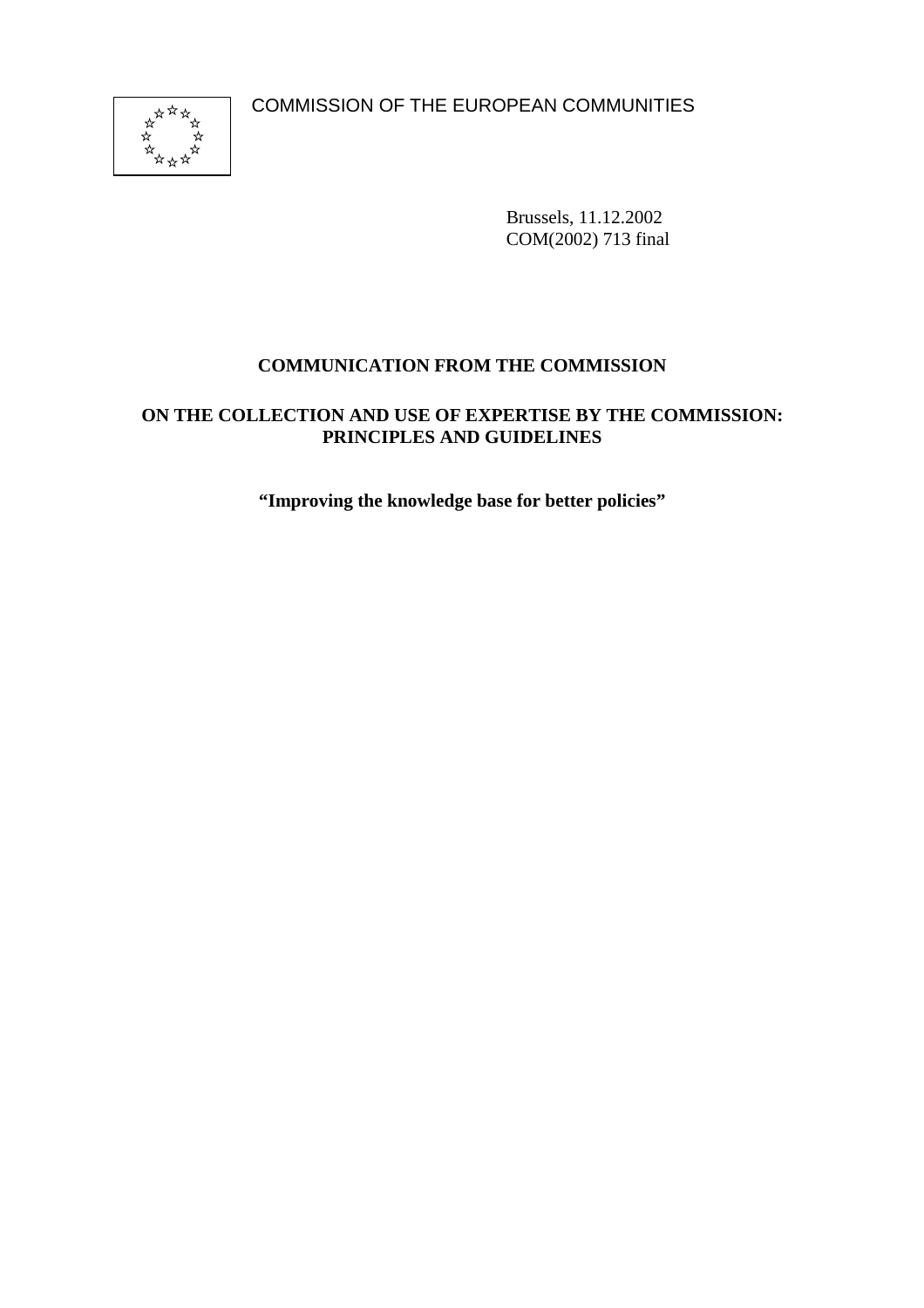COMMISSION OF THE EUROPEAN COMMUNITIES

Brussels, 11.12.2002
COM(2002) 713 final

# COMMUNICATION FROM THE COMMISSION

# ON THE COLLECTION AND USE OF EXPERTISE BY THE COMMISSION: PRINCIPLES AND GUIDELINES

**"Improving the knowledge base for better policies"**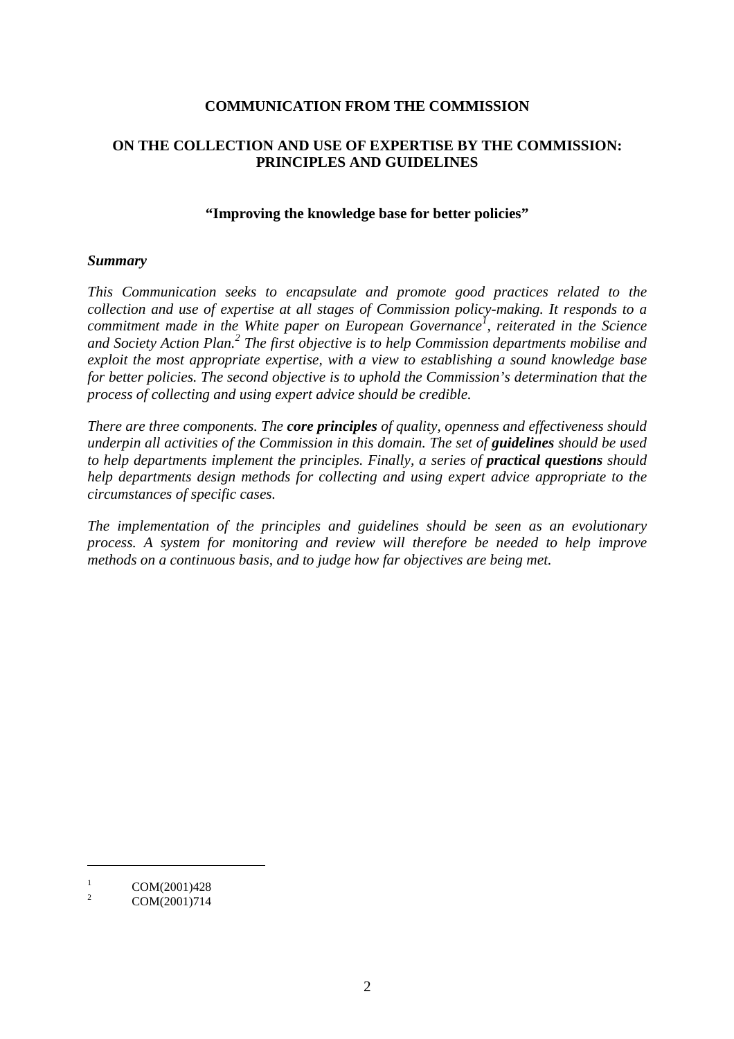**COMMUNICATION FROM THE COMMISSION**

**ON THE COLLECTION AND USE OF EXPERTISE BY THE COMMISSION: PRINCIPLES AND GUIDELINES**

**"Improving the knowledge base for better policies"**

***Summary***

*This Communication seeks to encapsulate and promote good practices related to the collection and use of expertise at all stages of Commission policy-making. It responds to a commitment made in the White paper on European Governance[1], reiterated in the Science and Society Action Plan.[2] The first objective is to help Commission departments mobilise and exploit the most appropriate expertise, with a view to establishing a sound knowledge base for better policies. The second objective is to uphold the Commission's determination that the process of collecting and using expert advice should be credible.*

*There are three components. The* ***core principles*** *of quality, openness and effectiveness should underpin all activities of the Commission in this domain. The set of* ***guidelines*** *should be used to help departments implement the principles. Finally, a series of* ***practical questions*** *should help departments design methods for collecting and using expert advice appropriate to the circumstances of specific cases.*

*The implementation of the principles and guidelines should be seen as an evolutionary process. A system for monitoring and review will therefore be needed to help improve methods on a continuous basis, and to judge how far objectives are being met.*

---

[1] COM(2001)428

[2] COM(2001)714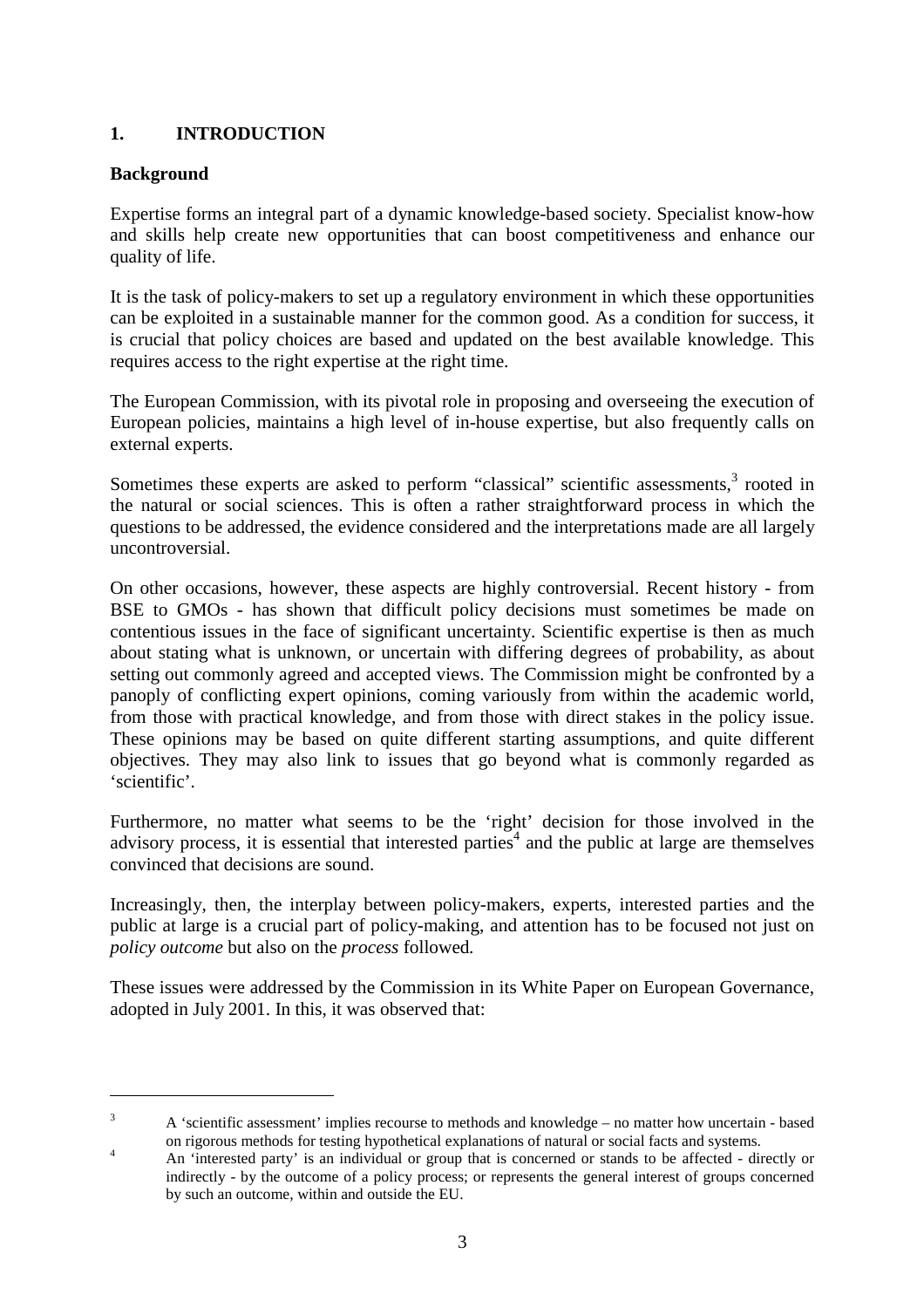## 1. INTRODUCTION

### Background

Expertise forms an integral part of a dynamic knowledge-based society. Specialist know-how and skills help create new opportunities that can boost competitiveness and enhance our quality of life.

It is the task of policy-makers to set up a regulatory environment in which these opportunities can be exploited in a sustainable manner for the common good. As a condition for success, it is crucial that policy choices are based and updated on the best available knowledge. This requires access to the right expertise at the right time.

The European Commission, with its pivotal role in proposing and overseeing the execution of European policies, maintains a high level of in-house expertise, but also frequently calls on external experts.

Sometimes these experts are asked to perform "classical" scientific assessments,[3] rooted in the natural or social sciences. This is often a rather straightforward process in which the questions to be addressed, the evidence considered and the interpretations made are all largely uncontroversial.

On other occasions, however, these aspects are highly controversial. Recent history - from BSE to GMOs - has shown that difficult policy decisions must sometimes be made on contentious issues in the face of significant uncertainty. Scientific expertise is then as much about stating what is unknown, or uncertain with differing degrees of probability, as about setting out commonly agreed and accepted views. The Commission might be confronted by a panoply of conflicting expert opinions, coming variously from within the academic world, from those with practical knowledge, and from those with direct stakes in the policy issue. These opinions may be based on quite different starting assumptions, and quite different objectives. They may also link to issues that go beyond what is commonly regarded as 'scientific'.

Furthermore, no matter what seems to be the 'right' decision for those involved in the advisory process, it is essential that interested parties[4] and the public at large are themselves convinced that decisions are sound.

Increasingly, then, the interplay between policy-makers, experts, interested parties and the public at large is a crucial part of policy-making, and attention has to be focused not just on *policy outcome* but also on the *process* followed.

These issues were addressed by the Commission in its White Paper on European Governance, adopted in July 2001. In this, it was observed that:

---

[3] A 'scientific assessment' implies recourse to methods and knowledge – no matter how uncertain - based on rigorous methods for testing hypothetical explanations of natural or social facts and systems.

[4] An 'interested party' is an individual or group that is concerned or stands to be affected - directly or indirectly - by the outcome of a policy process; or represents the general interest of groups concerned by such an outcome, within and outside the EU.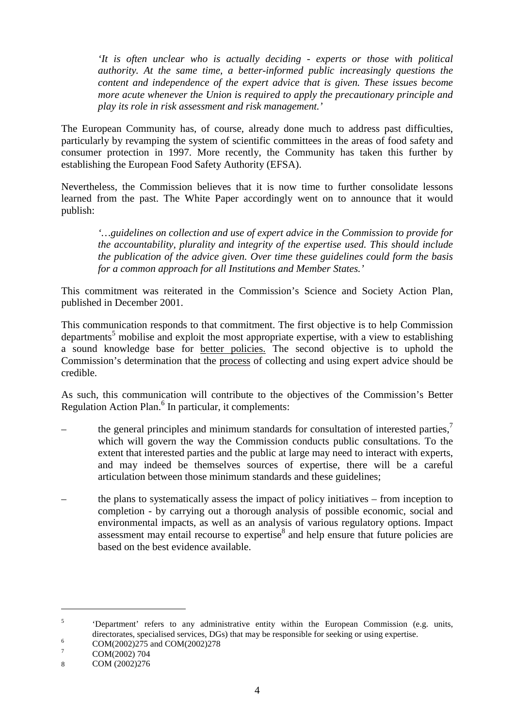> *'It is often unclear who is actually deciding - experts or those with political authority. At the same time, a better-informed public increasingly questions the content and independence of the expert advice that is given. These issues become more acute whenever the Union is required to apply the precautionary principle and play its role in risk assessment and risk management.'*

The European Community has, of course, already done much to address past difficulties, particularly by revamping the system of scientific committees in the areas of food safety and consumer protection in 1997. More recently, the Community has taken this further by establishing the European Food Safety Authority (EFSA).

Nevertheless, the Commission believes that it is now time to further consolidate lessons learned from the past. The White Paper accordingly went on to announce that it would publish:

> *'…guidelines on collection and use of expert advice in the Commission to provide for the accountability, plurality and integrity of the expertise used. This should include the publication of the advice given. Over time these guidelines could form the basis for a common approach for all Institutions and Member States.'*

This commitment was reiterated in the Commission's Science and Society Action Plan, published in December 2001.

This communication responds to that commitment. The first objective is to help Commission departments[5] mobilise and exploit the most appropriate expertise, with a view to establishing a sound knowledge base for <u>better policies.</u> The second objective is to uphold the Commission's determination that the <u>process</u> of collecting and using expert advice should be credible.

As such, this communication will contribute to the objectives of the Commission's Better Regulation Action Plan.[6] In particular, it complements:

– the general principles and minimum standards for consultation of interested parties,[7] which will govern the way the Commission conducts public consultations. To the extent that interested parties and the public at large may need to interact with experts, and may indeed be themselves sources of expertise, there will be a careful articulation between those minimum standards and these guidelines;

– the plans to systematically assess the impact of policy initiatives – from inception to completion - by carrying out a thorough analysis of possible economic, social and environmental impacts, as well as an analysis of various regulatory options. Impact assessment may entail recourse to expertise[8] and help ensure that future policies are based on the best evidence available.

---

[5] 'Department' refers to any administrative entity within the European Commission (e.g. units, directorates, specialised services, DGs) that may be responsible for seeking or using expertise.

[6] COM(2002)275 and COM(2002)278

[7] COM(2002) 704

[8] COM (2002)276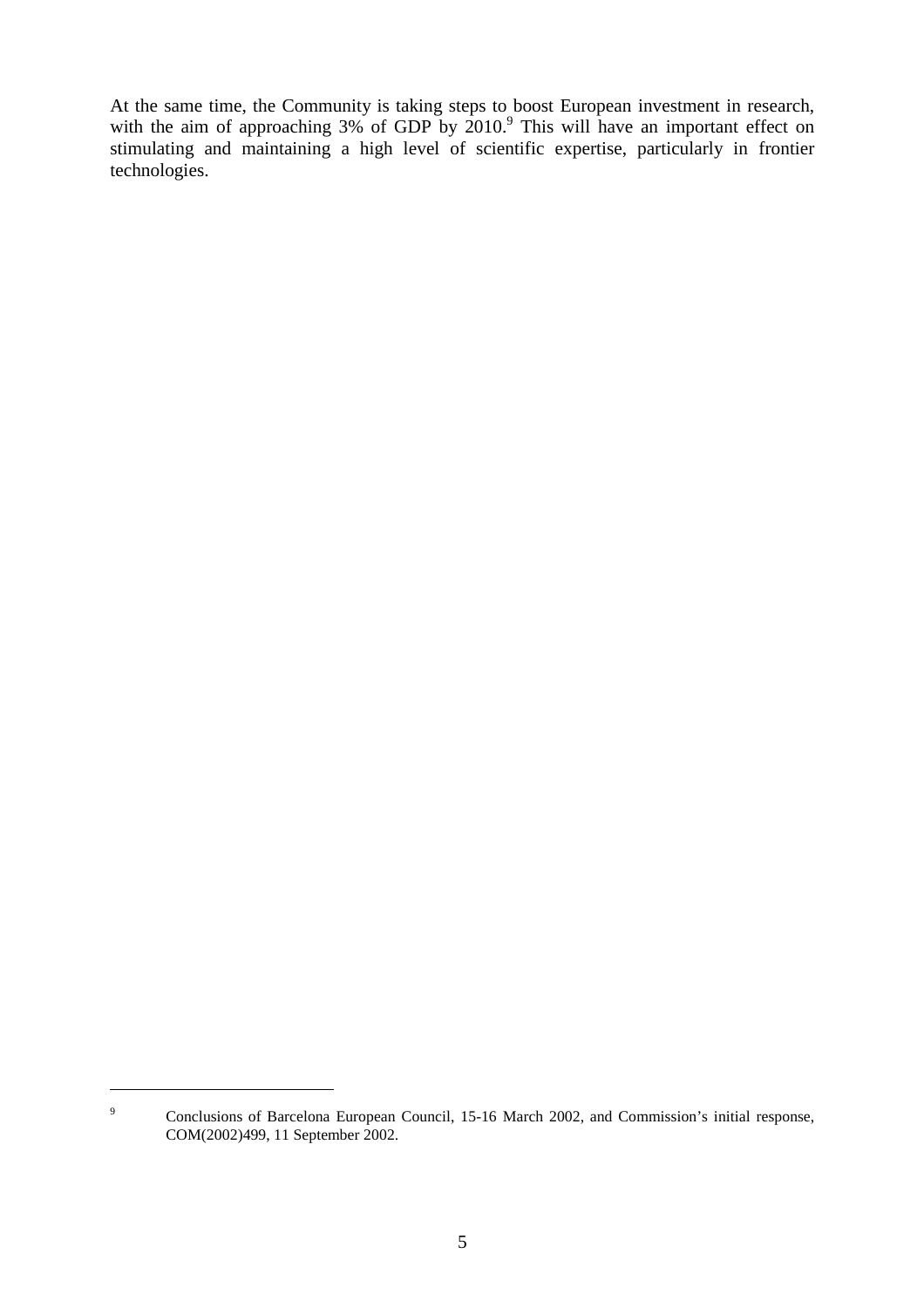At the same time, the Community is taking steps to boost European investment in research, with the aim of approaching 3% of GDP by 2010.[9] This will have an important effect on stimulating and maintaining a high level of scientific expertise, particularly in frontier technologies.

---

[9] Conclusions of Barcelona European Council, 15-16 March 2002, and Commission's initial response, COM(2002)499, 11 September 2002.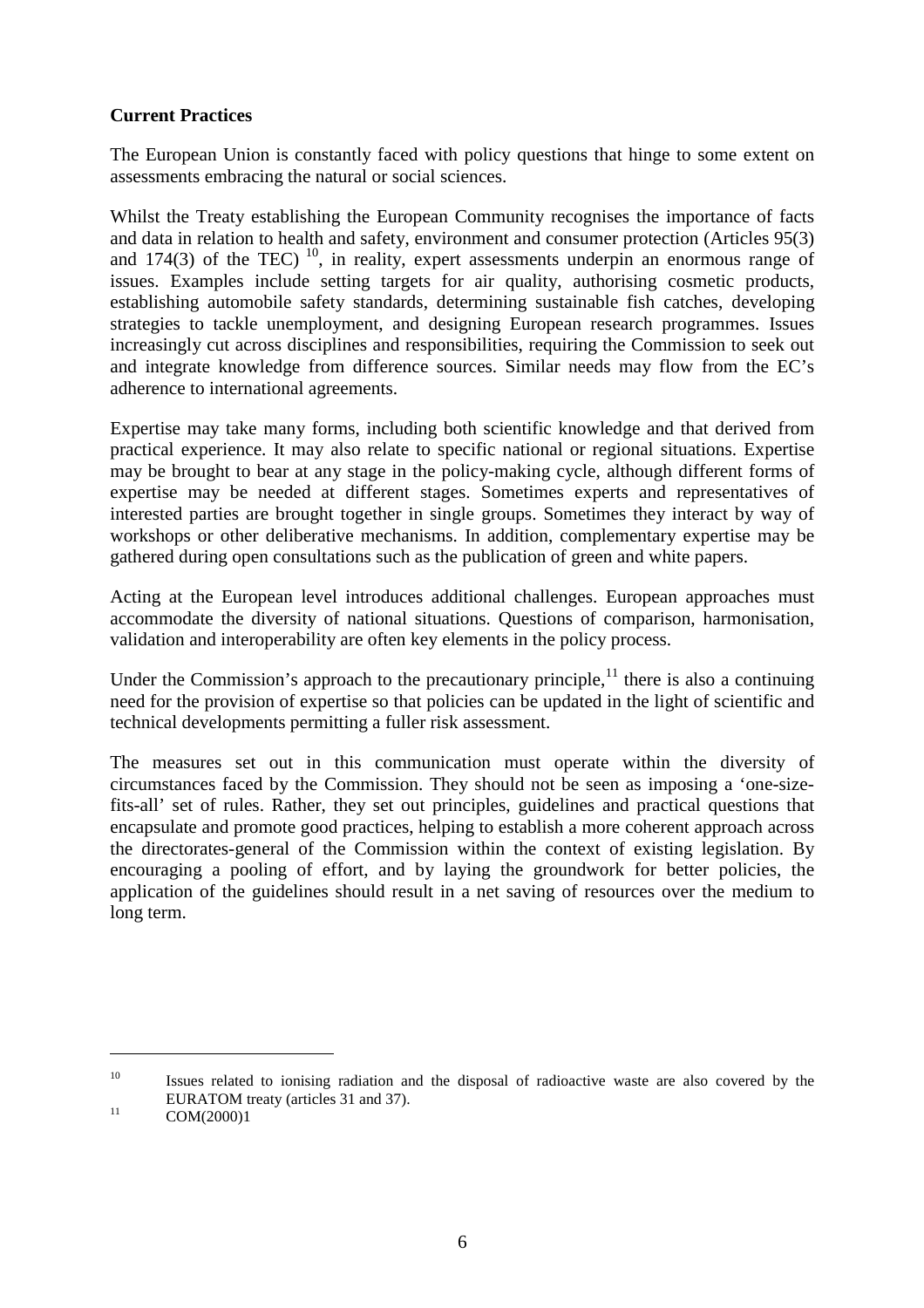**Current Practices**

The European Union is constantly faced with policy questions that hinge to some extent on assessments embracing the natural or social sciences.

Whilst the Treaty establishing the European Community recognises the importance of facts and data in relation to health and safety, environment and consumer protection (Articles 95(3) and 174(3) of the TEC) [10], in reality, expert assessments underpin an enormous range of issues. Examples include setting targets for air quality, authorising cosmetic products, establishing automobile safety standards, determining sustainable fish catches, developing strategies to tackle unemployment, and designing European research programmes. Issues increasingly cut across disciplines and responsibilities, requiring the Commission to seek out and integrate knowledge from difference sources. Similar needs may flow from the EC's adherence to international agreements.

Expertise may take many forms, including both scientific knowledge and that derived from practical experience. It may also relate to specific national or regional situations. Expertise may be brought to bear at any stage in the policy-making cycle, although different forms of expertise may be needed at different stages. Sometimes experts and representatives of interested parties are brought together in single groups. Sometimes they interact by way of workshops or other deliberative mechanisms. In addition, complementary expertise may be gathered during open consultations such as the publication of green and white papers.

Acting at the European level introduces additional challenges. European approaches must accommodate the diversity of national situations. Questions of comparison, harmonisation, validation and interoperability are often key elements in the policy process.

Under the Commission's approach to the precautionary principle,[11] there is also a continuing need for the provision of expertise so that policies can be updated in the light of scientific and technical developments permitting a fuller risk assessment.

The measures set out in this communication must operate within the diversity of circumstances faced by the Commission. They should not be seen as imposing a 'one-size-fits-all' set of rules. Rather, they set out principles, guidelines and practical questions that encapsulate and promote good practices, helping to establish a more coherent approach across the directorates-general of the Commission within the context of existing legislation. By encouraging a pooling of effort, and by laying the groundwork for better policies, the application of the guidelines should result in a net saving of resources over the medium to long term.

---

[10] Issues related to ionising radiation and the disposal of radioactive waste are also covered by the EURATOM treaty (articles 31 and 37).

[11] COM(2000)1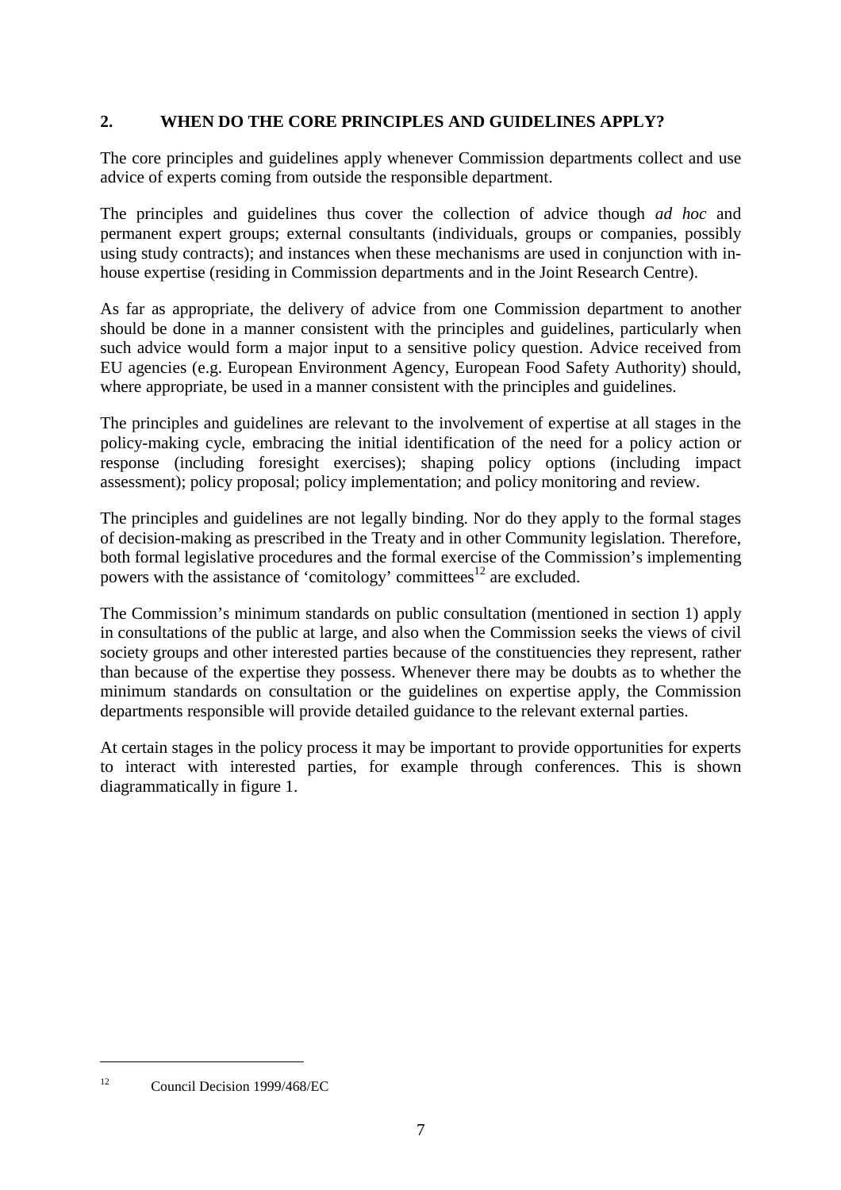## 2. WHEN DO THE CORE PRINCIPLES AND GUIDELINES APPLY?

The core principles and guidelines apply whenever Commission departments collect and use advice of experts coming from outside the responsible department.

The principles and guidelines thus cover the collection of advice though *ad hoc* and permanent expert groups; external consultants (individuals, groups or companies, possibly using study contracts); and instances when these mechanisms are used in conjunction with in-house expertise (residing in Commission departments and in the Joint Research Centre).

As far as appropriate, the delivery of advice from one Commission department to another should be done in a manner consistent with the principles and guidelines, particularly when such advice would form a major input to a sensitive policy question. Advice received from EU agencies (e.g. European Environment Agency, European Food Safety Authority) should, where appropriate, be used in a manner consistent with the principles and guidelines.

The principles and guidelines are relevant to the involvement of expertise at all stages in the policy-making cycle, embracing the initial identification of the need for a policy action or response (including foresight exercises); shaping policy options (including impact assessment); policy proposal; policy implementation; and policy monitoring and review.

The principles and guidelines are not legally binding. Nor do they apply to the formal stages of decision-making as prescribed in the Treaty and in other Community legislation. Therefore, both formal legislative procedures and the formal exercise of the Commission's implementing powers with the assistance of 'comitology' committees[12] are excluded.

The Commission's minimum standards on public consultation (mentioned in section 1) apply in consultations of the public at large, and also when the Commission seeks the views of civil society groups and other interested parties because of the constituencies they represent, rather than because of the expertise they possess. Whenever there may be doubts as to whether the minimum standards on consultation or the guidelines on expertise apply, the Commission departments responsible will provide detailed guidance to the relevant external parties.

At certain stages in the policy process it may be important to provide opportunities for experts to interact with interested parties, for example through conferences. This is shown diagrammatically in figure 1.

---

[12] Council Decision 1999/468/EC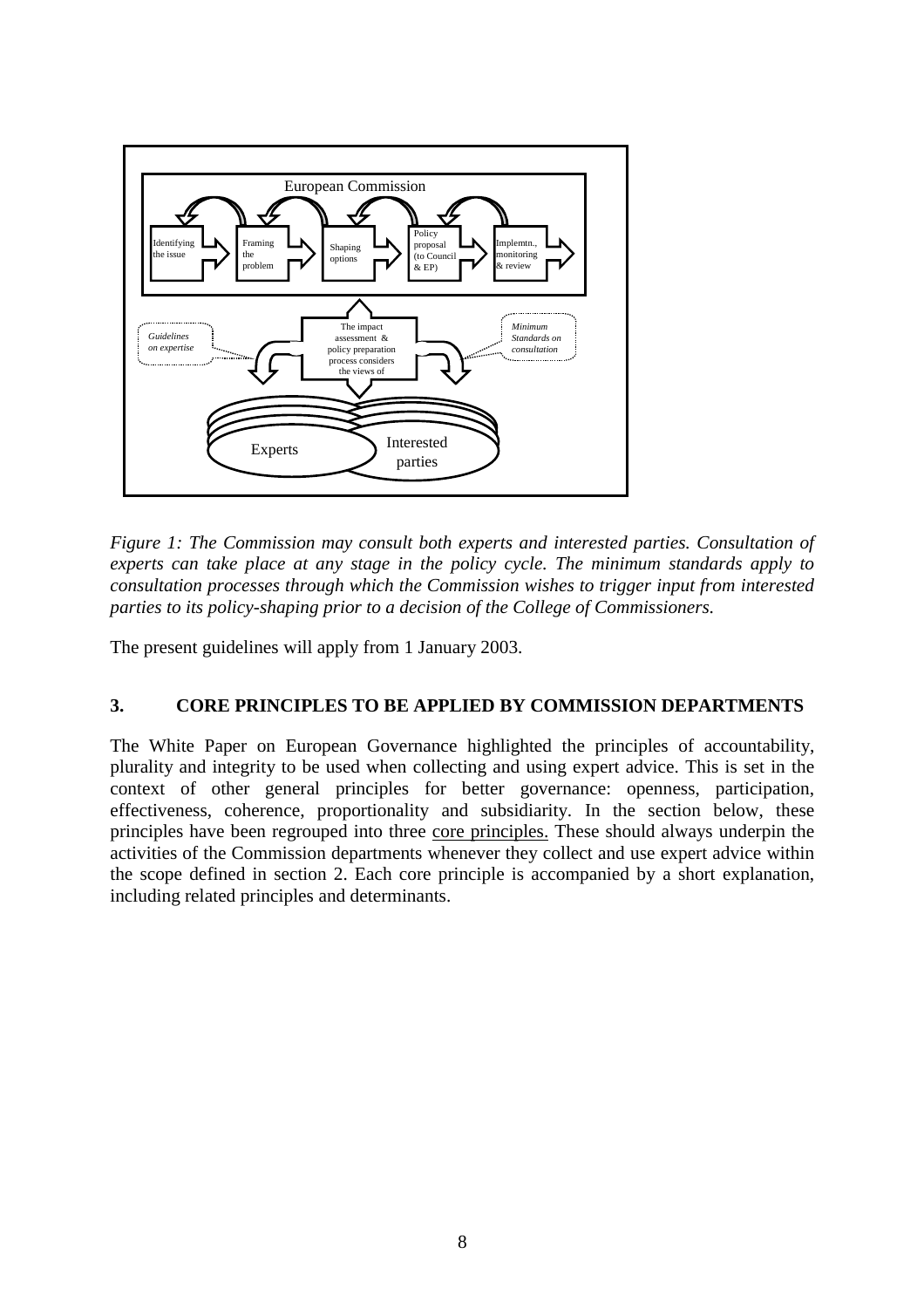*Figure 1: The Commission may consult both experts and interested parties. Consultation of experts can take place at any stage in the policy cycle. The minimum standards apply to consultation processes through which the Commission wishes to trigger input from interested parties to its policy-shaping prior to a decision of the College of Commissioners.*

The present guidelines will apply from 1 January 2003.

## 3. CORE PRINCIPLES TO BE APPLIED BY COMMISSION DEPARTMENTS

The White Paper on European Governance highlighted the principles of accountability, plurality and integrity to be used when collecting and using expert advice. This is set in the context of other general principles for better governance: openness, participation, effectiveness, coherence, proportionality and subsidiarity. In the section below, these principles have been regrouped into three core principles. These should always underpin the activities of the Commission departments whenever they collect and use expert advice within the scope defined in section 2. Each core principle is accompanied by a short explanation, including related principles and determinants.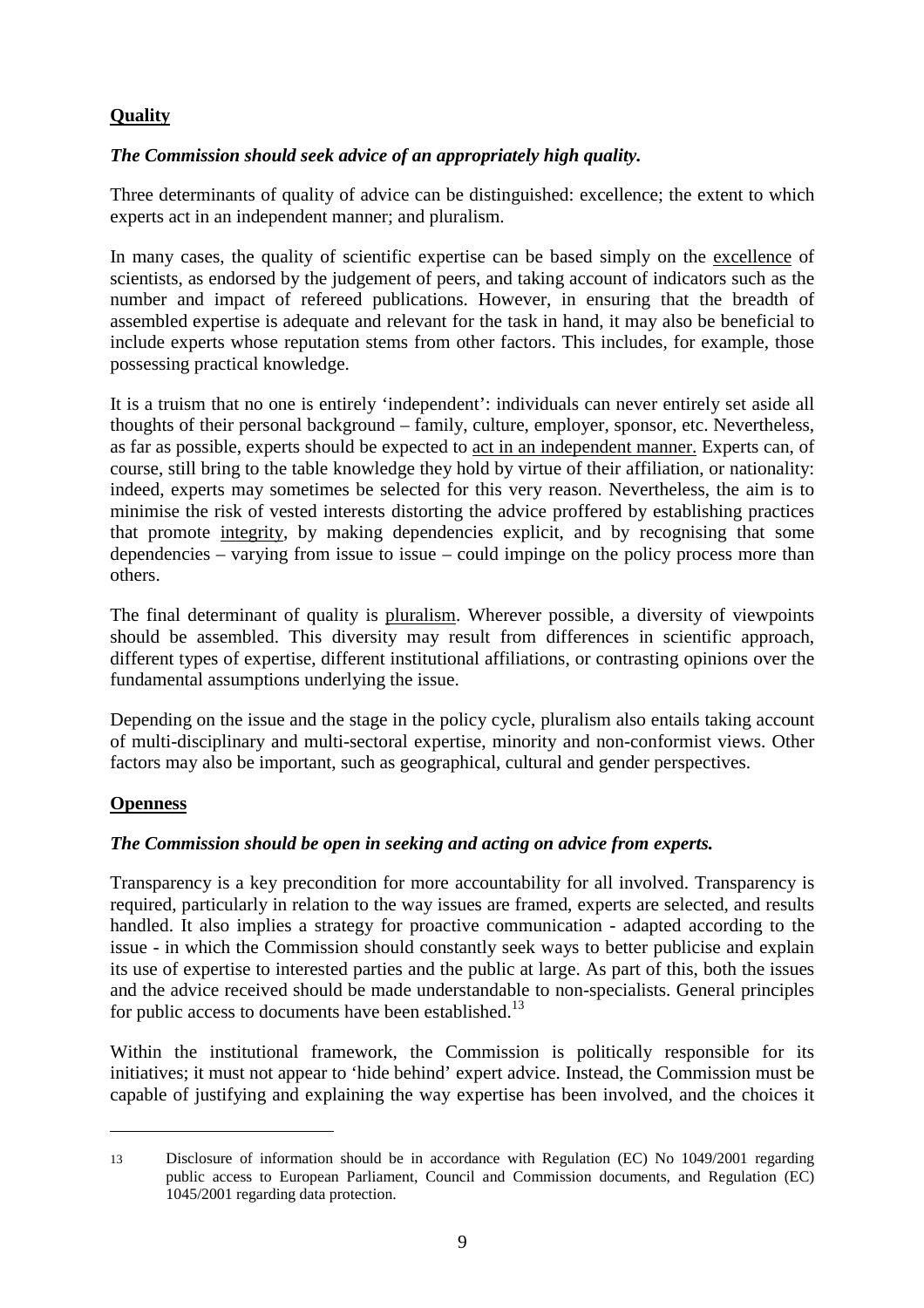## **Quality**

***The Commission should seek advice of an appropriately high quality.***

Three determinants of quality of advice can be distinguished: excellence; the extent to which experts act in an independent manner; and pluralism.

In many cases, the quality of scientific expertise can be based simply on the excellence of scientists, as endorsed by the judgement of peers, and taking account of indicators such as the number and impact of refereed publications. However, in ensuring that the breadth of assembled expertise is adequate and relevant for the task in hand, it may also be beneficial to include experts whose reputation stems from other factors. This includes, for example, those possessing practical knowledge.

It is a truism that no one is entirely 'independent': individuals can never entirely set aside all thoughts of their personal background – family, culture, employer, sponsor, etc. Nevertheless, as far as possible, experts should be expected to act in an independent manner. Experts can, of course, still bring to the table knowledge they hold by virtue of their affiliation, or nationality: indeed, experts may sometimes be selected for this very reason. Nevertheless, the aim is to minimise the risk of vested interests distorting the advice proffered by establishing practices that promote integrity, by making dependencies explicit, and by recognising that some dependencies – varying from issue to issue – could impinge on the policy process more than others.

The final determinant of quality is pluralism. Wherever possible, a diversity of viewpoints should be assembled. This diversity may result from differences in scientific approach, different types of expertise, different institutional affiliations, or contrasting opinions over the fundamental assumptions underlying the issue.

Depending on the issue and the stage in the policy cycle, pluralism also entails taking account of multi-disciplinary and multi-sectoral expertise, minority and non-conformist views. Other factors may also be important, such as geographical, cultural and gender perspectives.

## **Openness**

***The Commission should be open in seeking and acting on advice from experts.***

Transparency is a key precondition for more accountability for all involved. Transparency is required, particularly in relation to the way issues are framed, experts are selected, and results handled. It also implies a strategy for proactive communication - adapted according to the issue - in which the Commission should constantly seek ways to better publicise and explain its use of expertise to interested parties and the public at large. As part of this, both the issues and the advice received should be made understandable to non-specialists. General principles for public access to documents have been established.[13]

Within the institutional framework, the Commission is politically responsible for its initiatives; it must not appear to 'hide behind' expert advice. Instead, the Commission must be capable of justifying and explaining the way expertise has been involved, and the choices it

---

[13] Disclosure of information should be in accordance with Regulation (EC) No 1049/2001 regarding public access to European Parliament, Council and Commission documents, and Regulation (EC) 1045/2001 regarding data protection.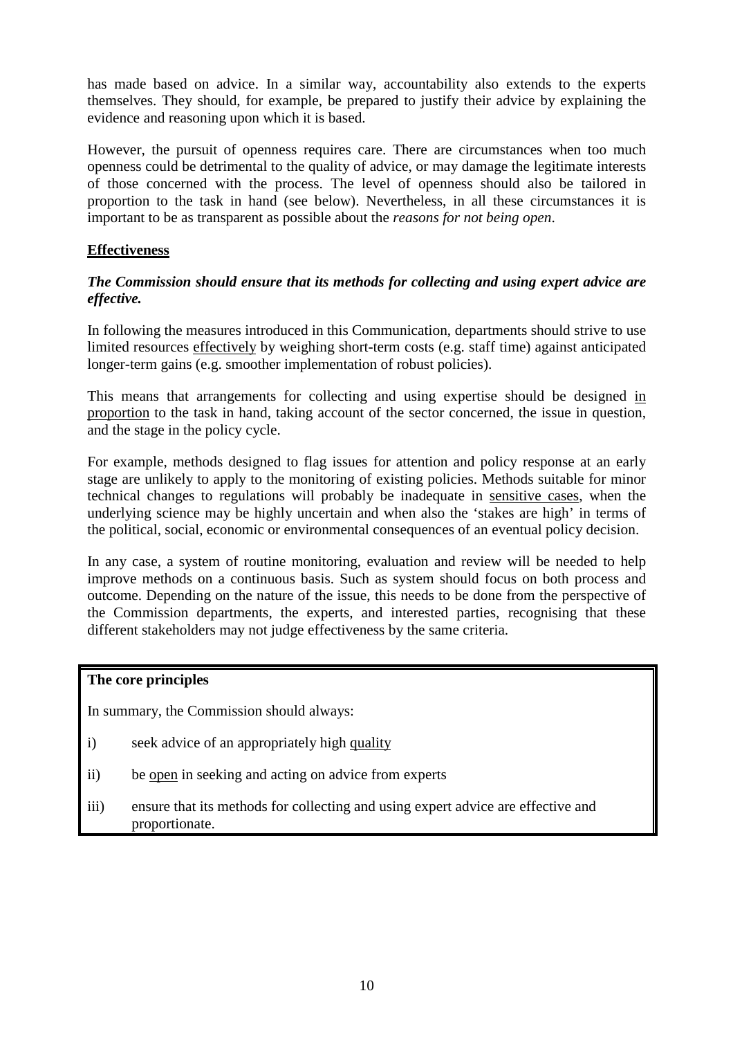has made based on advice. In a similar way, accountability also extends to the experts themselves. They should, for example, be prepared to justify their advice by explaining the evidence and reasoning upon which it is based.

However, the pursuit of openness requires care. There are circumstances when too much openness could be detrimental to the quality of advice, or may damage the legitimate interests of those concerned with the process. The level of openness should also be tailored in proportion to the task in hand (see below). Nevertheless, in all these circumstances it is important to be as transparent as possible about the *reasons for not being open*.

## Effectiveness

***The Commission should ensure that its methods for collecting and using expert advice are effective.***

In following the measures introduced in this Communication, departments should strive to use limited resources effectively by weighing short-term costs (e.g. staff time) against anticipated longer-term gains (e.g. smoother implementation of robust policies).

This means that arrangements for collecting and using expertise should be designed in proportion to the task in hand, taking account of the sector concerned, the issue in question, and the stage in the policy cycle.

For example, methods designed to flag issues for attention and policy response at an early stage are unlikely to apply to the monitoring of existing policies. Methods suitable for minor technical changes to regulations will probably be inadequate in sensitive cases, when the underlying science may be highly uncertain and when also the 'stakes are high' in terms of the political, social, economic or environmental consequences of an eventual policy decision.

In any case, a system of routine monitoring, evaluation and review will be needed to help improve methods on a continuous basis. Such as system should focus on both process and outcome. Depending on the nature of the issue, this needs to be done from the perspective of the Commission departments, the experts, and interested parties, recognising that these different stakeholders may not judge effectiveness by the same criteria.

**The core principles**

In summary, the Commission should always:

i) seek advice of an appropriately high quality

ii) be open in seeking and acting on advice from experts

iii) ensure that its methods for collecting and using expert advice are effective and proportionate.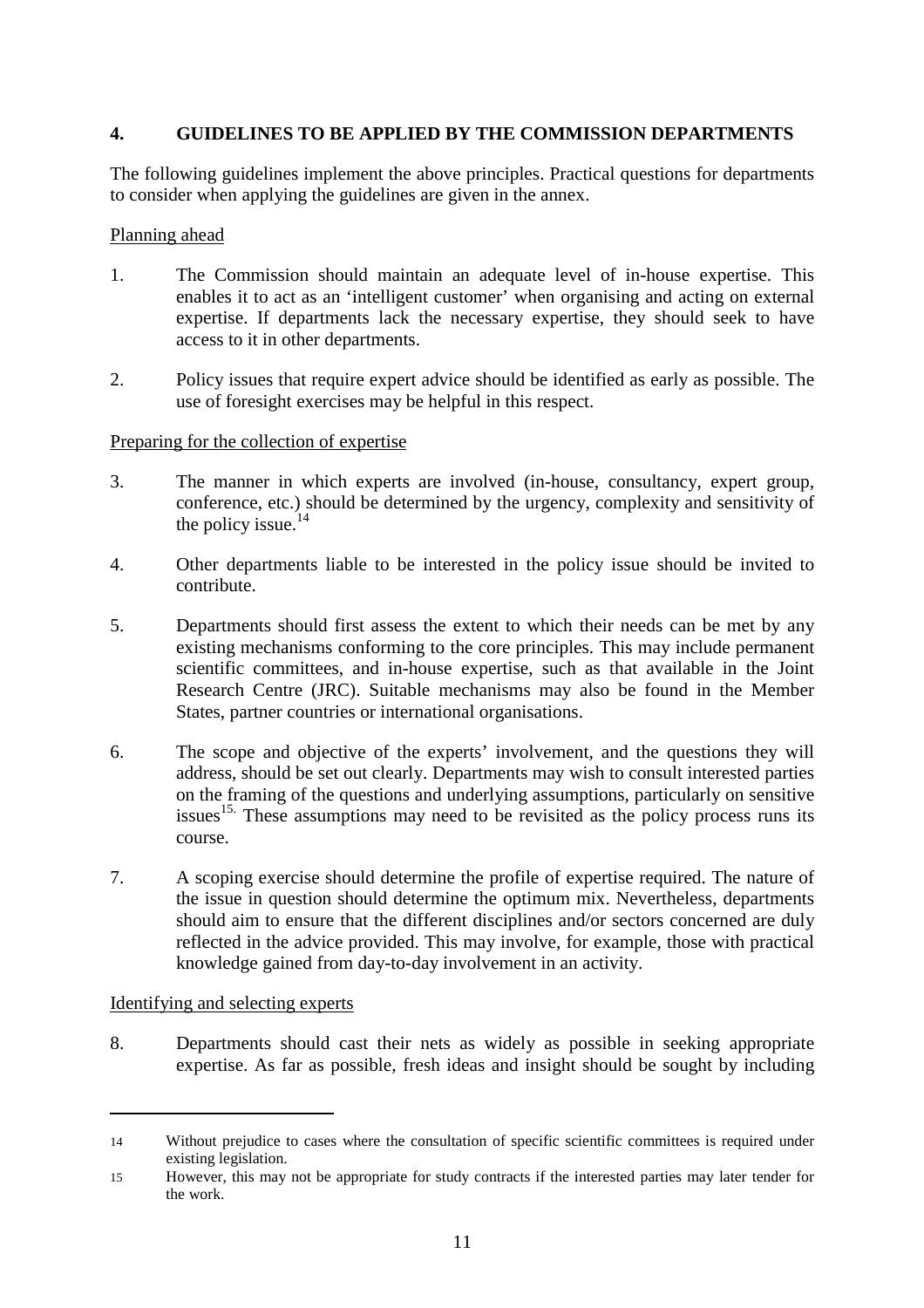## 4. GUIDELINES TO BE APPLIED BY THE COMMISSION DEPARTMENTS

The following guidelines implement the above principles. Practical questions for departments to consider when applying the guidelines are given in the annex.

Planning ahead

1. The Commission should maintain an adequate level of in-house expertise. This enables it to act as an 'intelligent customer' when organising and acting on external expertise. If departments lack the necessary expertise, they should seek to have access to it in other departments.

2. Policy issues that require expert advice should be identified as early as possible. The use of foresight exercises may be helpful in this respect.

Preparing for the collection of expertise

3. The manner in which experts are involved (in-house, consultancy, expert group, conference, etc.) should be determined by the urgency, complexity and sensitivity of the policy issue.[14]

4. Other departments liable to be interested in the policy issue should be invited to contribute.

5. Departments should first assess the extent to which their needs can be met by any existing mechanisms conforming to the core principles. This may include permanent scientific committees, and in-house expertise, such as that available in the Joint Research Centre (JRC). Suitable mechanisms may also be found in the Member States, partner countries or international organisations.

6. The scope and objective of the experts' involvement, and the questions they will address, should be set out clearly. Departments may wish to consult interested parties on the framing of the questions and underlying assumptions, particularly on sensitive issues[15]. These assumptions may need to be revisited as the policy process runs its course.

7. A scoping exercise should determine the profile of expertise required. The nature of the issue in question should determine the optimum mix. Nevertheless, departments should aim to ensure that the different disciplines and/or sectors concerned are duly reflected in the advice provided. This may involve, for example, those with practical knowledge gained from day-to-day involvement in an activity.

Identifying and selecting experts

8. Departments should cast their nets as widely as possible in seeking appropriate expertise. As far as possible, fresh ideas and insight should be sought by including

---

[14] Without prejudice to cases where the consultation of specific scientific committees is required under existing legislation.

[15] However, this may not be appropriate for study contracts if the interested parties may later tender for the work.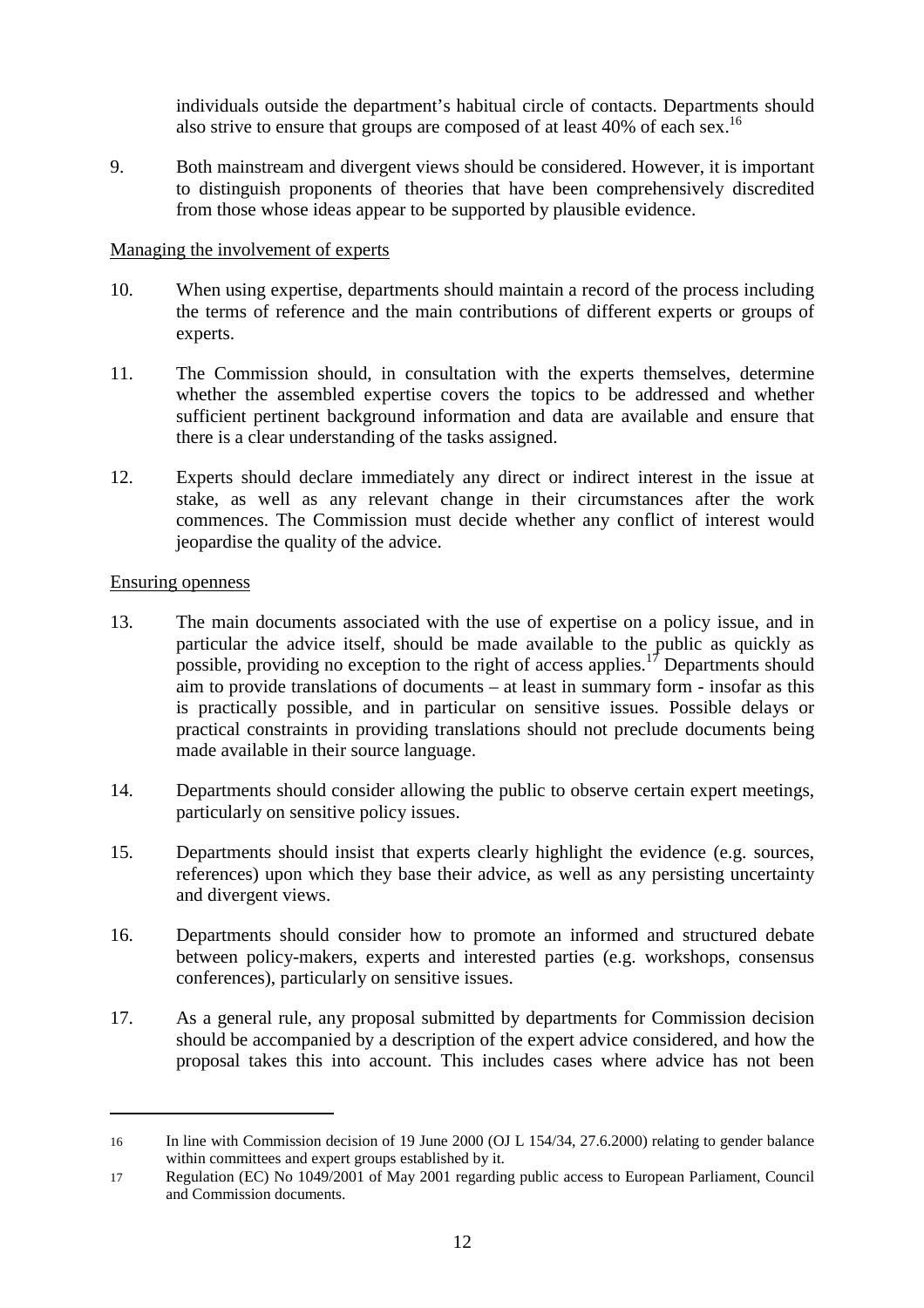individuals outside the department's habitual circle of contacts. Departments should also strive to ensure that groups are composed of at least 40% of each sex.[16]

9. Both mainstream and divergent views should be considered. However, it is important to distinguish proponents of theories that have been comprehensively discredited from those whose ideas appear to be supported by plausible evidence.

Managing the involvement of experts

10. When using expertise, departments should maintain a record of the process including the terms of reference and the main contributions of different experts or groups of experts.

11. The Commission should, in consultation with the experts themselves, determine whether the assembled expertise covers the topics to be addressed and whether sufficient pertinent background information and data are available and ensure that there is a clear understanding of the tasks assigned.

12. Experts should declare immediately any direct or indirect interest in the issue at stake, as well as any relevant change in their circumstances after the work commences. The Commission must decide whether any conflict of interest would jeopardise the quality of the advice.

Ensuring openness

13. The main documents associated with the use of expertise on a policy issue, and in particular the advice itself, should be made available to the public as quickly as possible, providing no exception to the right of access applies.[17] Departments should aim to provide translations of documents – at least in summary form - insofar as this is practically possible, and in particular on sensitive issues. Possible delays or practical constraints in providing translations should not preclude documents being made available in their source language.

14. Departments should consider allowing the public to observe certain expert meetings, particularly on sensitive policy issues.

15. Departments should insist that experts clearly highlight the evidence (e.g. sources, references) upon which they base their advice, as well as any persisting uncertainty and divergent views.

16. Departments should consider how to promote an informed and structured debate between policy-makers, experts and interested parties (e.g. workshops, consensus conferences), particularly on sensitive issues.

17. As a general rule, any proposal submitted by departments for Commission decision should be accompanied by a description of the expert advice considered, and how the proposal takes this into account. This includes cases where advice has not been

---

16 In line with Commission decision of 19 June 2000 (OJ L 154/34, 27.6.2000) relating to gender balance within committees and expert groups established by it.

17 Regulation (EC) No 1049/2001 of May 2001 regarding public access to European Parliament, Council and Commission documents.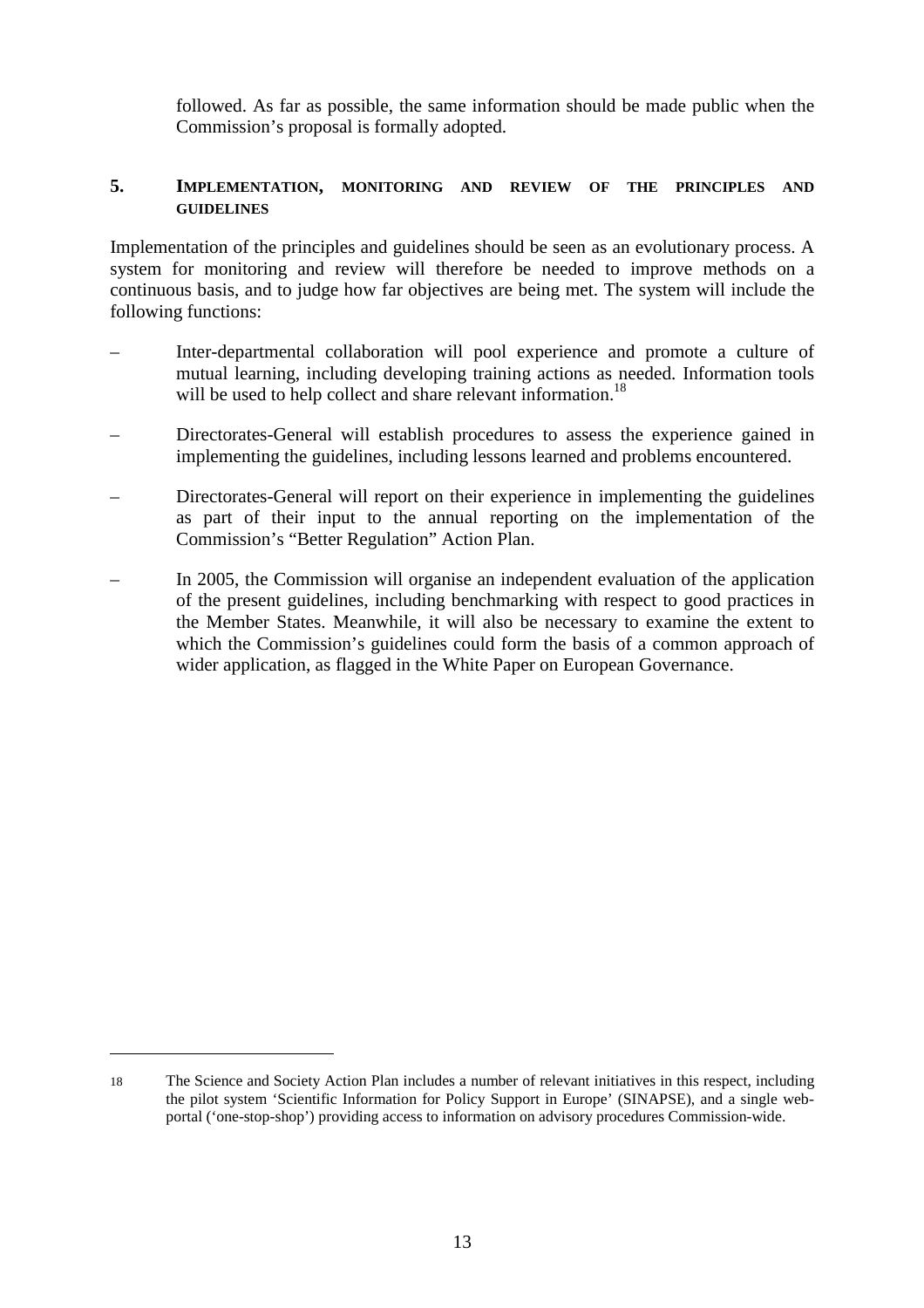followed. As far as possible, the same information should be made public when the Commission's proposal is formally adopted.

## 5. IMPLEMENTATION, MONITORING AND REVIEW OF THE PRINCIPLES AND GUIDELINES

Implementation of the principles and guidelines should be seen as an evolutionary process. A system for monitoring and review will therefore be needed to improve methods on a continuous basis, and to judge how far objectives are being met. The system will include the following functions:

- Inter-departmental collaboration will pool experience and promote a culture of mutual learning, including developing training actions as needed. Information tools will be used to help collect and share relevant information.[18]
- Directorates-General will establish procedures to assess the experience gained in implementing the guidelines, including lessons learned and problems encountered.
- Directorates-General will report on their experience in implementing the guidelines as part of their input to the annual reporting on the implementation of the Commission's "Better Regulation" Action Plan.
- In 2005, the Commission will organise an independent evaluation of the application of the present guidelines, including benchmarking with respect to good practices in the Member States. Meanwhile, it will also be necessary to examine the extent to which the Commission's guidelines could form the basis of a common approach of wider application, as flagged in the White Paper on European Governance.

---

18 The Science and Society Action Plan includes a number of relevant initiatives in this respect, including the pilot system 'Scientific Information for Policy Support in Europe' (SINAPSE), and a single web-portal ('one-stop-shop') providing access to information on advisory procedures Commission-wide.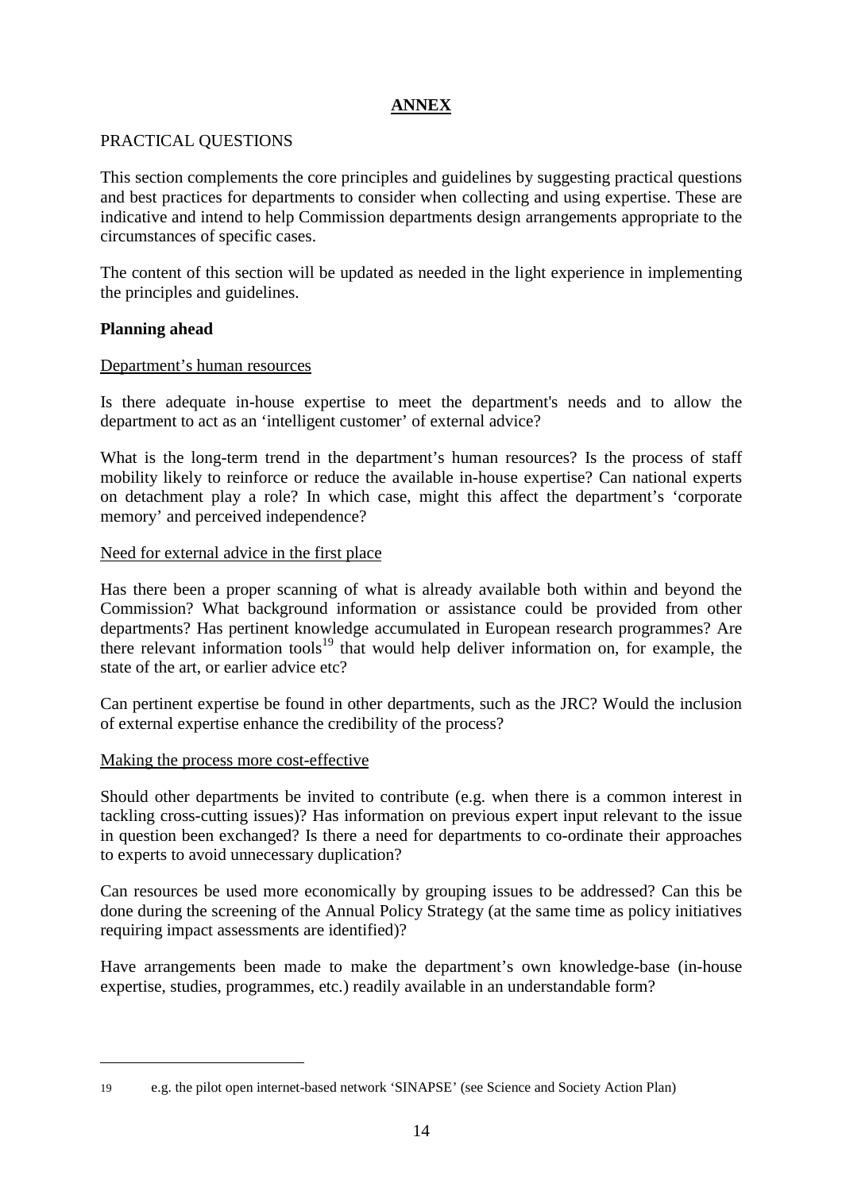# ANNEX

PRACTICAL QUESTIONS

This section complements the core principles and guidelines by suggesting practical questions and best practices for departments to consider when collecting and using expertise. These are indicative and intend to help Commission departments design arrangements appropriate to the circumstances of specific cases.

The content of this section will be updated as needed in the light experience in implementing the principles and guidelines.

**Planning ahead**

Department's human resources

Is there adequate in-house expertise to meet the department's needs and to allow the department to act as an 'intelligent customer' of external advice?

What is the long-term trend in the department's human resources? Is the process of staff mobility likely to reinforce or reduce the available in-house expertise? Can national experts on detachment play a role? In which case, might this affect the department's 'corporate memory' and perceived independence?

Need for external advice in the first place

Has there been a proper scanning of what is already available both within and beyond the Commission? What background information or assistance could be provided from other departments? Has pertinent knowledge accumulated in European research programmes? Are there relevant information tools[19] that would help deliver information on, for example, the state of the art, or earlier advice etc?

Can pertinent expertise be found in other departments, such as the JRC? Would the inclusion of external expertise enhance the credibility of the process?

Making the process more cost-effective

Should other departments be invited to contribute (e.g. when there is a common interest in tackling cross-cutting issues)? Has information on previous expert input relevant to the issue in question been exchanged? Is there a need for departments to co-ordinate their approaches to experts to avoid unnecessary duplication?

Can resources be used more economically by grouping issues to be addressed? Can this be done during the screening of the Annual Policy Strategy (at the same time as policy initiatives requiring impact assessments are identified)?

Have arrangements been made to make the department's own knowledge-base (in-house expertise, studies, programmes, etc.) readily available in an understandable form?

---

19 e.g. the pilot open internet-based network 'SINAPSE' (see Science and Society Action Plan)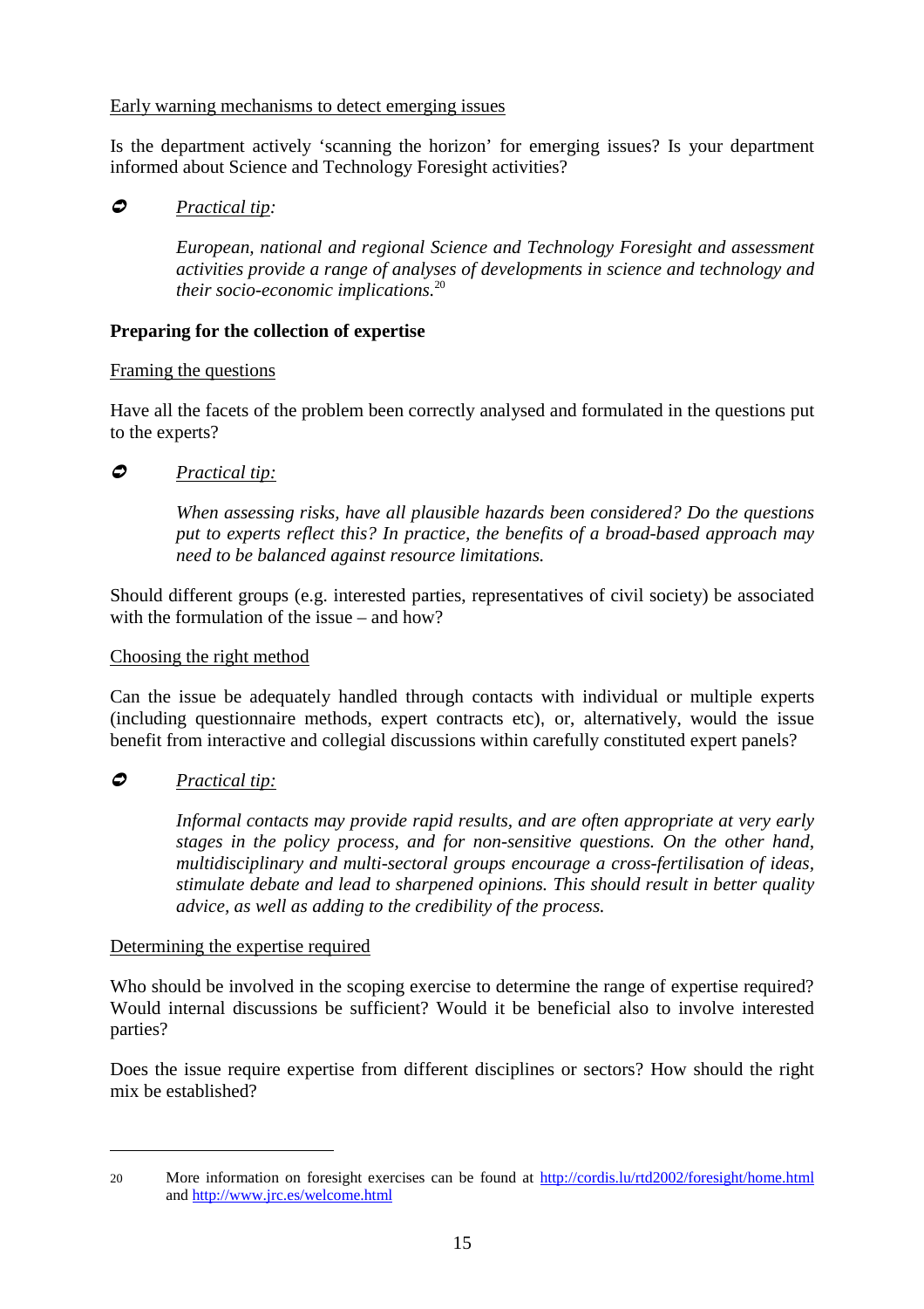<u>Early warning mechanisms to detect emerging issues</u>

Is the department actively 'scanning the horizon' for emerging issues? Is your department informed about Science and Technology Foresight activities?

➲ *<u>Practical tip</u>:*

*European, national and regional Science and Technology Foresight and assessment activities provide a range of analyses of developments in science and technology and their socio-economic implications.*[20]

**Preparing for the collection of expertise**

<u>Framing the questions</u>

Have all the facets of the problem been correctly analysed and formulated in the questions put to the experts?

➲ *<u>Practical tip:</u>*

*When assessing risks, have all plausible hazards been considered? Do the questions put to experts reflect this? In practice, the benefits of a broad-based approach may need to be balanced against resource limitations.*

Should different groups (e.g. interested parties, representatives of civil society) be associated with the formulation of the issue – and how?

<u>Choosing the right method</u>

Can the issue be adequately handled through contacts with individual or multiple experts (including questionnaire methods, expert contracts etc), or, alternatively, would the issue benefit from interactive and collegial discussions within carefully constituted expert panels?

➲ *<u>Practical tip:</u>*

*Informal contacts may provide rapid results, and are often appropriate at very early stages in the policy process, and for non-sensitive questions. On the other hand, multidisciplinary and multi-sectoral groups encourage a cross-fertilisation of ideas, stimulate debate and lead to sharpened opinions. This should result in better quality advice, as well as adding to the credibility of the process.*

<u>Determining the expertise required</u>

Who should be involved in the scoping exercise to determine the range of expertise required? Would internal discussions be sufficient? Would it be beneficial also to involve interested parties?

Does the issue require expertise from different disciplines or sectors? How should the right mix be established?

---

[20] More information on foresight exercises can be found at http://cordis.lu/rtd2002/foresight/home.html and http://www.jrc.es/welcome.html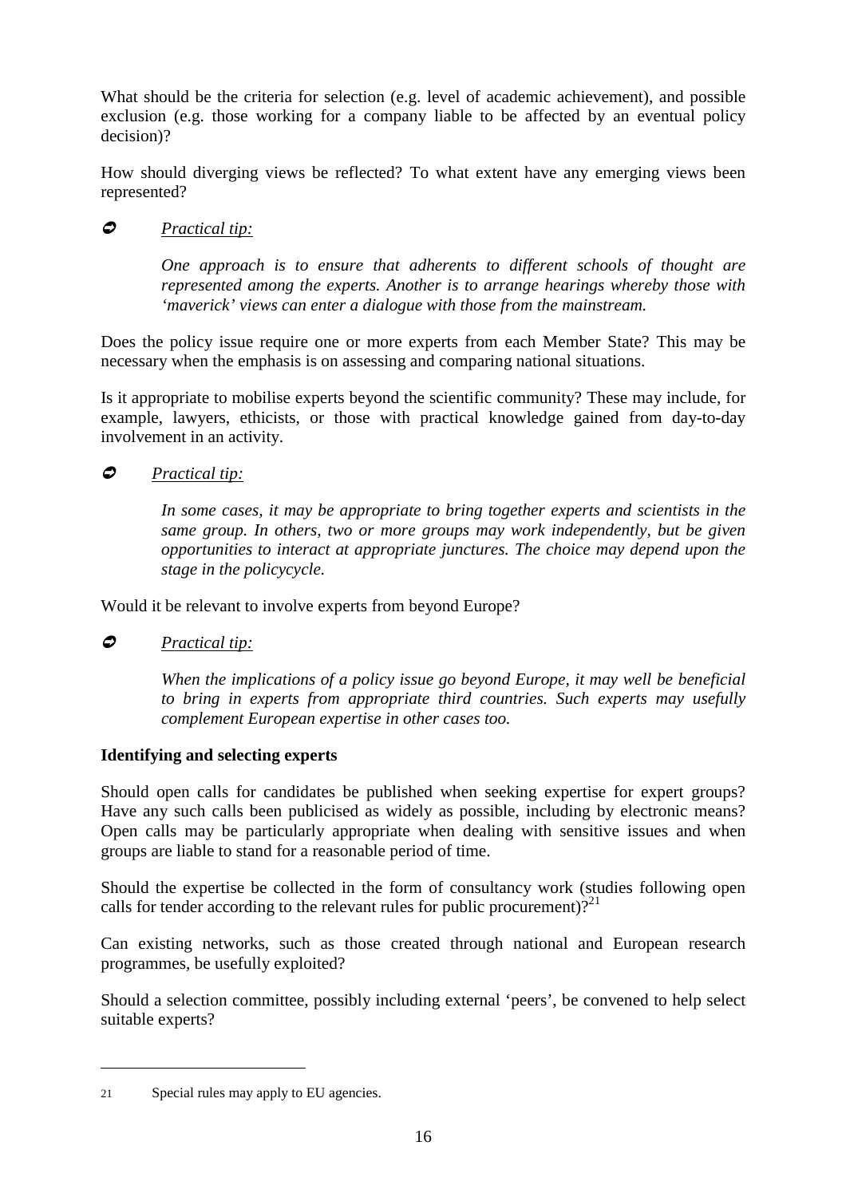What should be the criteria for selection (e.g. level of academic achievement), and possible exclusion (e.g. those working for a company liable to be affected by an eventual policy decision)?

How should diverging views be reflected? To what extent have any emerging views been represented?

➲ *Practical tip:*

> *One approach is to ensure that adherents to different schools of thought are represented among the experts. Another is to arrange hearings whereby those with 'maverick' views can enter a dialogue with those from the mainstream.*

Does the policy issue require one or more experts from each Member State? This may be necessary when the emphasis is on assessing and comparing national situations.

Is it appropriate to mobilise experts beyond the scientific community? These may include, for example, lawyers, ethicists, or those with practical knowledge gained from day-to-day involvement in an activity.

➲ *Practical tip:*

> *In some cases, it may be appropriate to bring together experts and scientists in the same group. In others, two or more groups may work independently, but be given opportunities to interact at appropriate junctures. The choice may depend upon the stage in the policycycle.*

Would it be relevant to involve experts from beyond Europe?

➲ *Practical tip:*

> *When the implications of a policy issue go beyond Europe, it may well be beneficial to bring in experts from appropriate third countries. Such experts may usefully complement European expertise in other cases too.*

**Identifying and selecting experts**

Should open calls for candidates be published when seeking expertise for expert groups? Have any such calls been publicised as widely as possible, including by electronic means? Open calls may be particularly appropriate when dealing with sensitive issues and when groups are liable to stand for a reasonable period of time.

Should the expertise be collected in the form of consultancy work (studies following open calls for tender according to the relevant rules for public procurement)?[21]

Can existing networks, such as those created through national and European research programmes, be usefully exploited?

Should a selection committee, possibly including external 'peers', be convened to help select suitable experts?

---

21 Special rules may apply to EU agencies.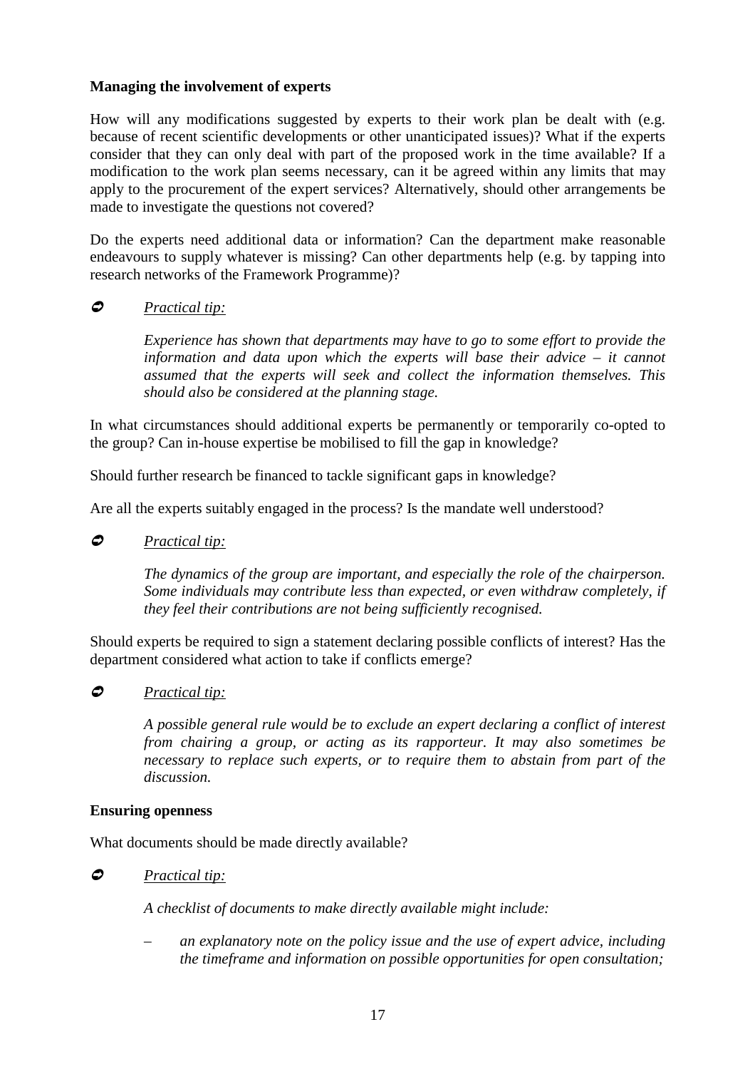**Managing the involvement of experts**

How will any modifications suggested by experts to their work plan be dealt with (e.g. because of recent scientific developments or other unanticipated issues)? What if the experts consider that they can only deal with part of the proposed work in the time available? If a modification to the work plan seems necessary, can it be agreed within any limits that may apply to the procurement of the expert services? Alternatively, should other arrangements be made to investigate the questions not covered?

Do the experts need additional data or information? Can the department make reasonable endeavours to supply whatever is missing? Can other departments help (e.g. by tapping into research networks of the Framework Programme)?

➲ <u>*Practical tip:*</u>

> *Experience has shown that departments may have to go to some effort to provide the information and data upon which the experts will base their advice – it cannot assumed that the experts will seek and collect the information themselves. This should also be considered at the planning stage.*

In what circumstances should additional experts be permanently or temporarily co-opted to the group? Can in-house expertise be mobilised to fill the gap in knowledge?

Should further research be financed to tackle significant gaps in knowledge?

Are all the experts suitably engaged in the process? Is the mandate well understood?

➲ <u>*Practical tip:*</u>

> *The dynamics of the group are important, and especially the role of the chairperson. Some individuals may contribute less than expected, or even withdraw completely, if they feel their contributions are not being sufficiently recognised.*

Should experts be required to sign a statement declaring possible conflicts of interest? Has the department considered what action to take if conflicts emerge?

➲ <u>*Practical tip:*</u>

> *A possible general rule would be to exclude an expert declaring a conflict of interest from chairing a group, or acting as its rapporteur. It may also sometimes be necessary to replace such experts, or to require them to abstain from part of the discussion.*

**Ensuring openness**

What documents should be made directly available?

➲ <u>*Practical tip:*</u>

> *A checklist of documents to make directly available might include:*
>
> – *an explanatory note on the policy issue and the use of expert advice, including the timeframe and information on possible opportunities for open consultation;*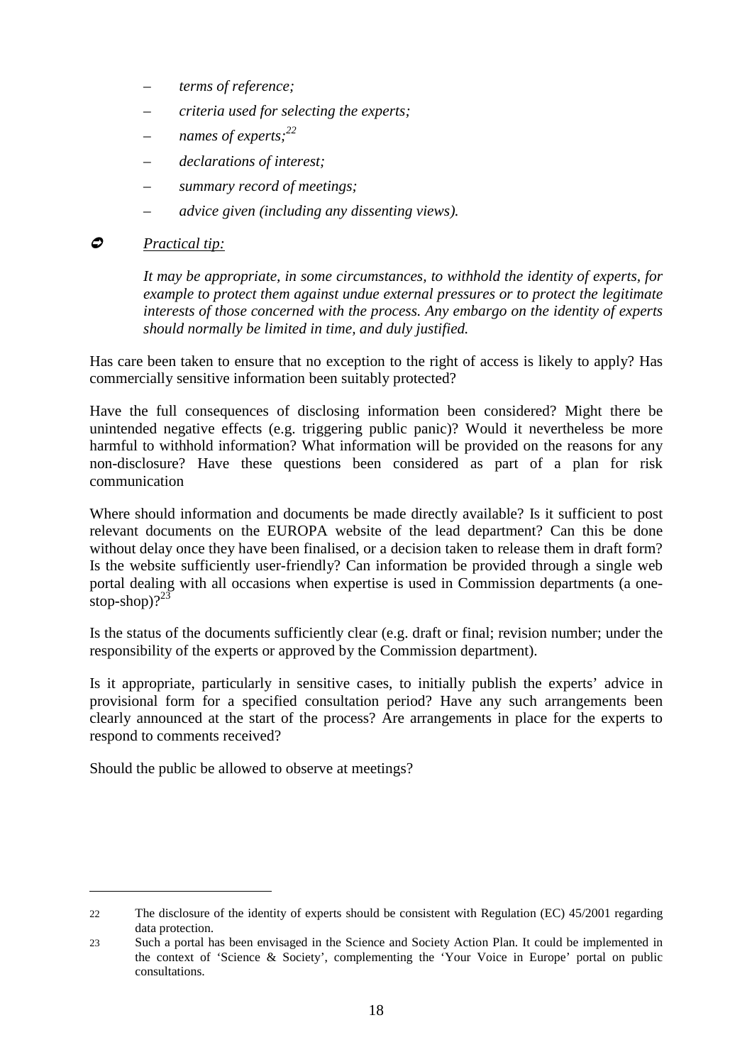- *terms of reference;*
- *criteria used for selecting the experts;*
- *names of experts;*[22]
- *declarations of interest;*
- *summary record of meetings;*
- *advice given (including any dissenting views).*

➲ *Practical tip:*

*It may be appropriate, in some circumstances, to withhold the identity of experts, for example to protect them against undue external pressures or to protect the legitimate interests of those concerned with the process. Any embargo on the identity of experts should normally be limited in time, and duly justified.*

Has care been taken to ensure that no exception to the right of access is likely to apply? Has commercially sensitive information been suitably protected?

Have the full consequences of disclosing information been considered? Might there be unintended negative effects (e.g. triggering public panic)? Would it nevertheless be more harmful to withhold information? What information will be provided on the reasons for any non-disclosure? Have these questions been considered as part of a plan for risk communication

Where should information and documents be made directly available? Is it sufficient to post relevant documents on the EUROPA website of the lead department? Can this be done without delay once they have been finalised, or a decision taken to release them in draft form? Is the website sufficiently user-friendly? Can information be provided through a single web portal dealing with all occasions when expertise is used in Commission departments (a one-stop-shop)?[23]

Is the status of the documents sufficiently clear (e.g. draft or final; revision number; under the responsibility of the experts or approved by the Commission department).

Is it appropriate, particularly in sensitive cases, to initially publish the experts' advice in provisional form for a specified consultation period? Have any such arrangements been clearly announced at the start of the process? Are arrangements in place for the experts to respond to comments received?

Should the public be allowed to observe at meetings?

---

22 The disclosure of the identity of experts should be consistent with Regulation (EC) 45/2001 regarding data protection.

23 Such a portal has been envisaged in the Science and Society Action Plan. It could be implemented in the context of 'Science & Society', complementing the 'Your Voice in Europe' portal on public consultations.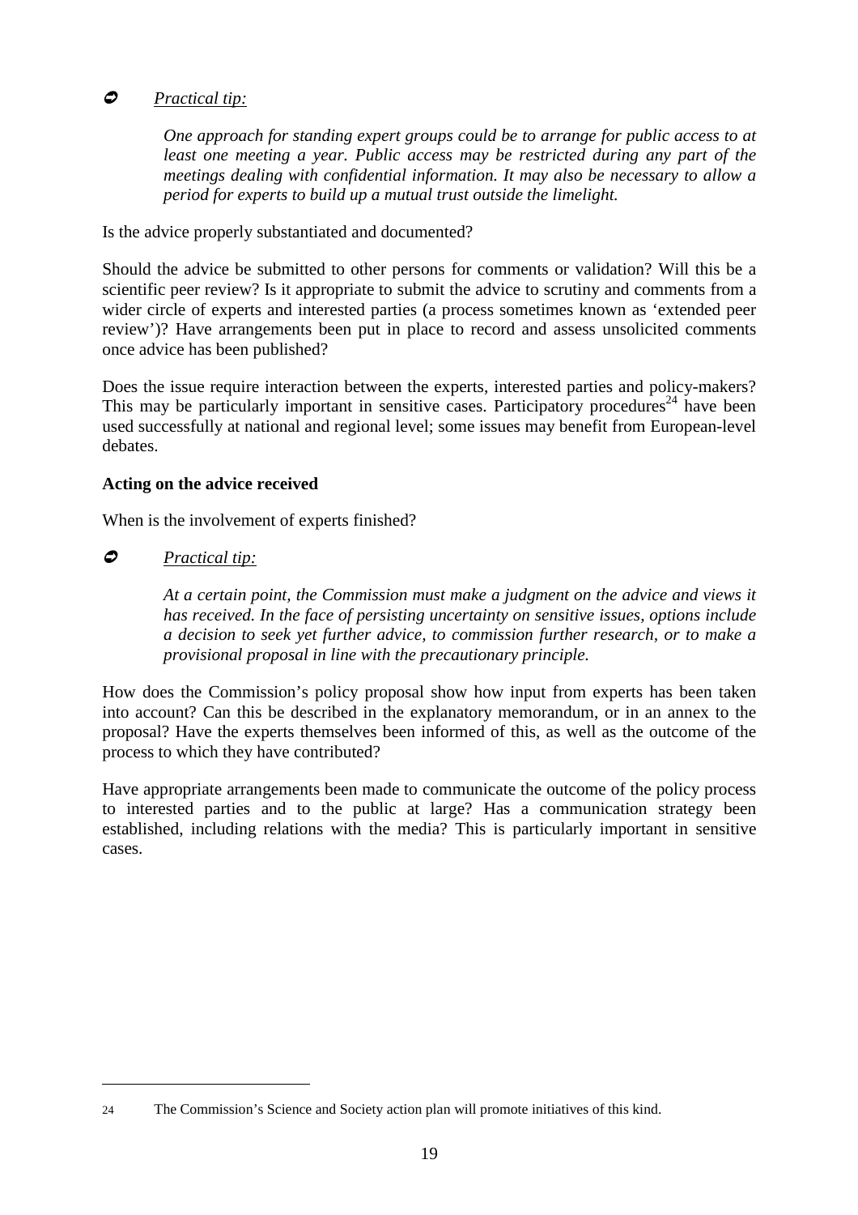➲ *Practical tip:*

> *One approach for standing expert groups could be to arrange for public access to at least one meeting a year. Public access may be restricted during any part of the meetings dealing with confidential information. It may also be necessary to allow a period for experts to build up a mutual trust outside the limelight.*

Is the advice properly substantiated and documented?

Should the advice be submitted to other persons for comments or validation? Will this be a scientific peer review? Is it appropriate to submit the advice to scrutiny and comments from a wider circle of experts and interested parties (a process sometimes known as 'extended peer review')? Have arrangements been put in place to record and assess unsolicited comments once advice has been published?

Does the issue require interaction between the experts, interested parties and policy-makers? This may be particularly important in sensitive cases. Participatory procedures[24] have been used successfully at national and regional level; some issues may benefit from European-level debates.

**Acting on the advice received**

When is the involvement of experts finished?

➲ *Practical tip:*

> *At a certain point, the Commission must make a judgment on the advice and views it has received. In the face of persisting uncertainty on sensitive issues, options include a decision to seek yet further advice, to commission further research, or to make a provisional proposal in line with the precautionary principle.*

How does the Commission's policy proposal show how input from experts has been taken into account? Can this be described in the explanatory memorandum, or in an annex to the proposal? Have the experts themselves been informed of this, as well as the outcome of the process to which they have contributed?

Have appropriate arrangements been made to communicate the outcome of the policy process to interested parties and to the public at large? Has a communication strategy been established, including relations with the media? This is particularly important in sensitive cases.

---

[24] The Commission's Science and Society action plan will promote initiatives of this kind.